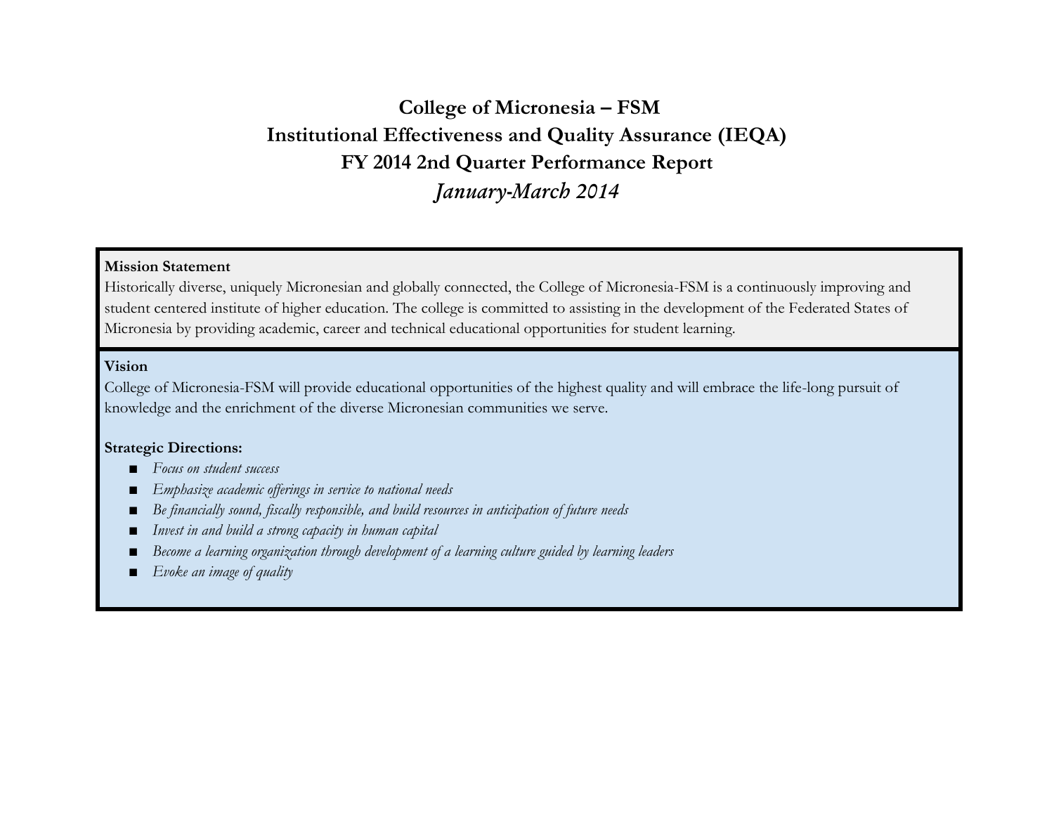# College of Micronesia – FSM
# Institutional Effectiveness and Quality Assurance (IEQA)
# FY 2014 2nd Quarter Performance Report
## *January-March 2014*

**Mission Statement**

Historically diverse, uniquely Micronesian and globally connected, the College of Micronesia-FSM is a continuously improving and student centered institute of higher education. The college is committed to assisting in the development of the Federated States of Micronesia by providing academic, career and technical educational opportunities for student learning.

**Vision**

College of Micronesia-FSM will provide educational opportunities of the highest quality and will embrace the life-long pursuit of knowledge and the enrichment of the diverse Micronesian communities we serve.

**Strategic Directions:**

- *Focus on student success*
- *Emphasize academic offerings in service to national needs*
- *Be financially sound, fiscally responsible, and build resources in anticipation of future needs*
- *Invest in and build a strong capacity in human capital*
- *Become a learning organization through development of a learning culture guided by learning leaders*
- *Evoke an image of quality*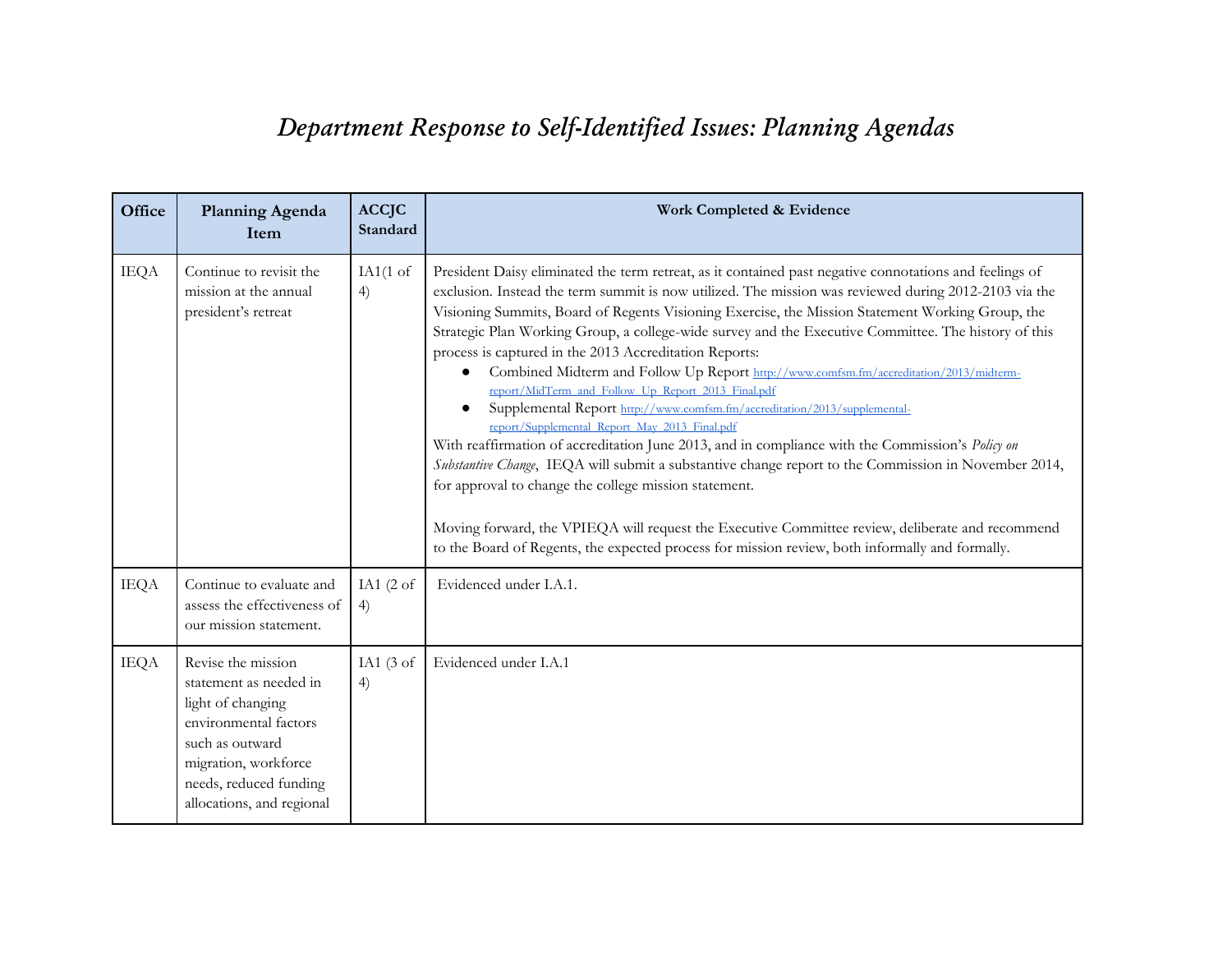# *Department Response to Self-Identified Issues: Planning Agendas*

| Office | Planning Agenda Item | ACCJC Standard | Work Completed & Evidence |
|---|---|---|---|
| IEQA | Continue to revisit the mission at the annual president's retreat | IA1(1 of 4) | President Daisy eliminated the term retreat, as it contained past negative connotations and feelings of exclusion. Instead the term summit is now utilized. The mission was reviewed during 2012-2103 via the Visioning Summits, Board of Regents Visioning Exercise, the Mission Statement Working Group, the Strategic Plan Working Group, a college-wide survey and the Executive Committee. The history of this process is captured in the 2013 Accreditation Reports:<br>● Combined Midterm and Follow Up Report http://www.comfsm.fm/accreditation/2013/midterm-report/MidTerm_and_Follow_Up_Report_2013_Final.pdf<br>● Supplemental Report http://www.comfsm.fm/accreditation/2013/supplemental-report/Supplemental_Report_May_2013_Final.pdf<br>With reaffirmation of accreditation June 2013, and in compliance with the Commission's *Policy on Substantive Change*, IEQA will submit a substantive change report to the Commission in November 2014, for approval to change the college mission statement.<br><br>Moving forward, the VPIEQA will request the Executive Committee review, deliberate and recommend to the Board of Regents, the expected process for mission review, both informally and formally. |
| IEQA | Continue to evaluate and assess the effectiveness of our mission statement. | IA1 (2 of 4) | Evidenced under I.A.1. |
| IEQA | Revise the mission statement as needed in light of changing environmental factors such as outward migration, workforce needs, reduced funding allocations, and regional | IA1 (3 of 4) | Evidenced under I.A.1 |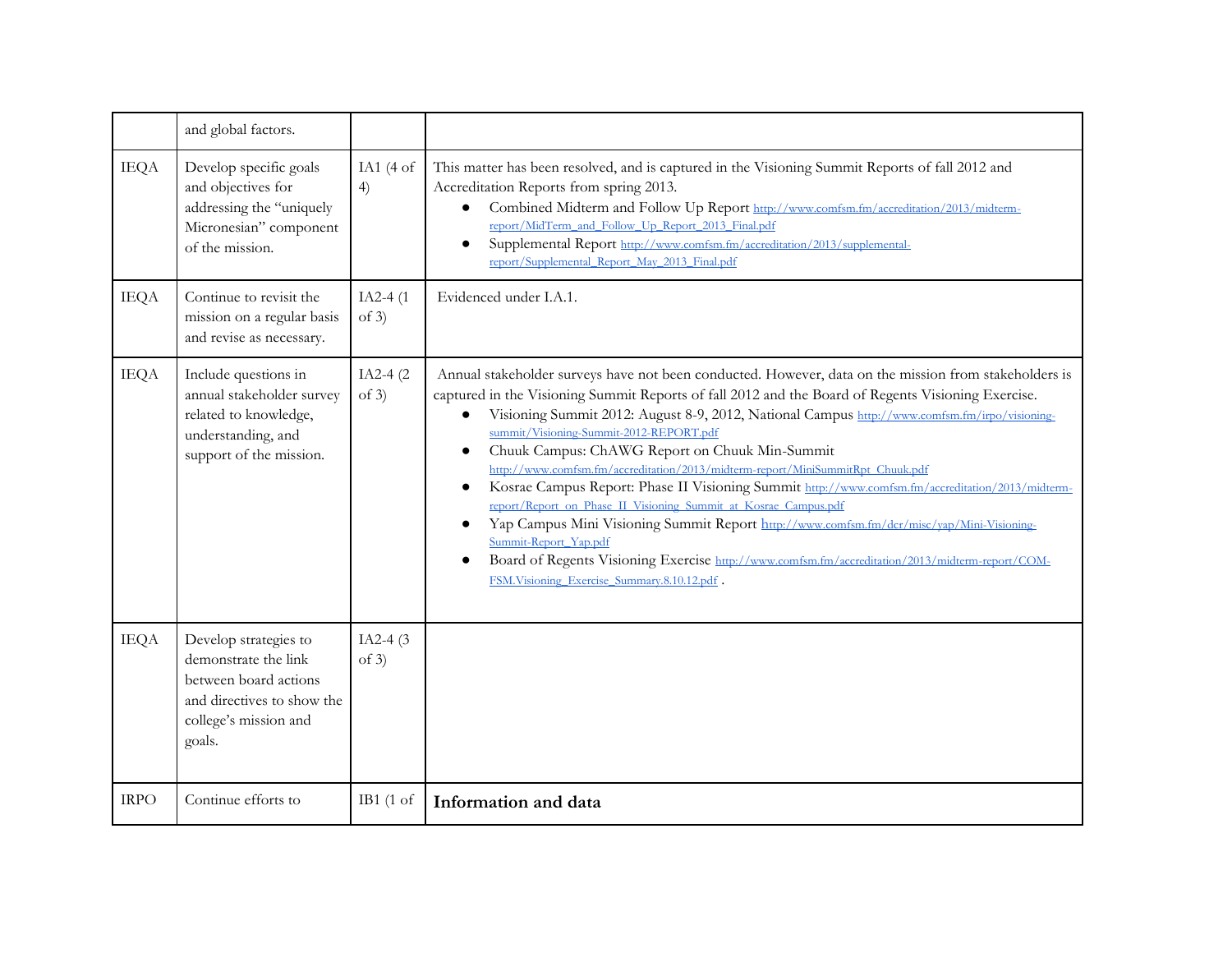| | | | |
|---|---|---|---|
| | and global factors. | | |
| IEQA | Develop specific goals and objectives for addressing the "uniquely Micronesian" component of the mission. | IA1 (4 of 4) | This matter has been resolved, and is captured in the Visioning Summit Reports of fall 2012 and Accreditation Reports from spring 2013.<br>● Combined Midterm and Follow Up Report http://www.comfsm.fm/accreditation/2013/midterm-report/MidTerm_and_Follow_Up_Report_2013_Final.pdf<br>● Supplemental Report http://www.comfsm.fm/accreditation/2013/supplemental-report/Supplemental_Report_May_2013_Final.pdf |
| IEQA | Continue to revisit the mission on a regular basis and revise as necessary. | IA2-4 (1 of 3) | Evidenced under I.A.1. |
| IEQA | Include questions in annual stakeholder survey related to knowledge, understanding, and support of the mission. | IA2-4 (2 of 3) | Annual stakeholder surveys have not been conducted. However, data on the mission from stakeholders is captured in the Visioning Summit Reports of fall 2012 and the Board of Regents Visioning Exercise.<br>● Visioning Summit 2012: August 8-9, 2012, National Campus http://www.comfsm.fm/irpo/visioning-summit/Visioning-Summit-2012-REPORT.pdf<br>● Chuuk Campus: ChAWG Report on Chuuk Min-Summit http://www.comfsm.fm/accreditation/2013/midterm-report/MiniSummitRpt_Chuuk.pdf<br>● Kosrae Campus Report: Phase II Visioning Summit http://www.comfsm.fm/accreditation/2013/midterm-report/Report_on_Phase_II_Visioning_Summit_at_Kosrae_Campus.pdf<br>● Yap Campus Mini Visioning Summit Report http://www.comfsm.fm/dcr/misc/yap/Mini-Visioning-Summit-Report_Yap.pdf<br>● Board of Regents Visioning Exercise http://www.comfsm.fm/accreditation/2013/midterm-report/COM-FSM.Visioning_Exercise_Summary.8.10.12.pdf . |
| IEQA | Develop strategies to demonstrate the link between board actions and directives to show the college's mission and goals. | IA2-4 (3 of 3) | |
| IRPO | Continue efforts to | IB1 (1 of | **Information and data** |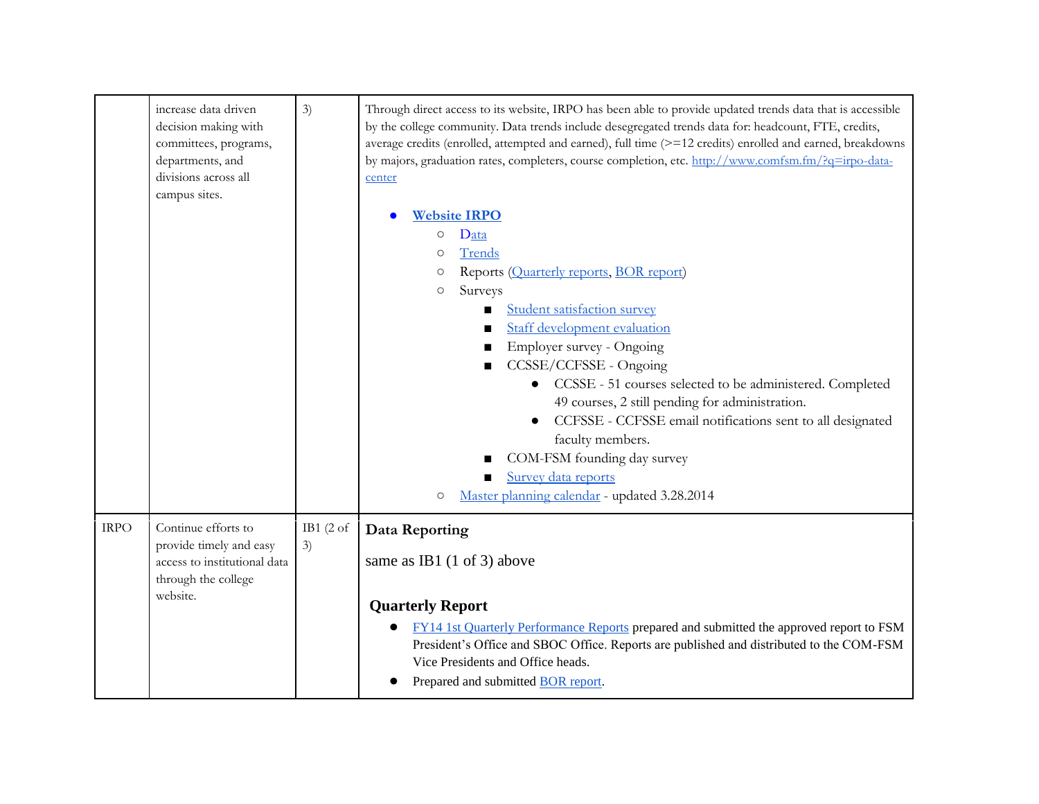| | | | |
|---|---|---|---|
| | increase data driven decision making with committees, programs, departments, and divisions across all campus sites. | 3) | Through direct access to its website, IRPO has been able to provide updated trends data that is accessible by the college community. Data trends include desegregated trends data for: headcount, FTE, credits, average credits (enrolled, attempted and earned), full time (>=12 credits) enrolled and earned, breakdowns by majors, graduation rates, completers, course completion, etc. http://www.comfsm.fm/?q=irpo-data-center<br><br>● **Website IRPO**<br>○ Data<br>○ Trends<br>○ Reports (Quarterly reports, BOR report)<br>○ Surveys<br>■ Student satisfaction survey<br>■ Staff development evaluation<br>■ Employer survey - Ongoing<br>■ CCSSE/CCFSSE - Ongoing<br>● CCSSE - 51 courses selected to be administered. Completed 49 courses, 2 still pending for administration.<br>● CCFSSE - CCFSSE email notifications sent to all designated faculty members.<br>■ COM-FSM founding day survey<br>■ Survey data reports<br>○ Master planning calendar - updated 3.28.2014 |
| IRPO | Continue efforts to provide timely and easy access to institutional data through the college website. | IB1 (2 of 3) | **Data Reporting**<br><br>same as IB1 (1 of 3) above<br><br>**Quarterly Report**<br>● FY14 1st Quarterly Performance Reports prepared and submitted the approved report to FSM President's Office and SBOC Office. Reports are published and distributed to the COM-FSM Vice Presidents and Office heads.<br>● Prepared and submitted BOR report. |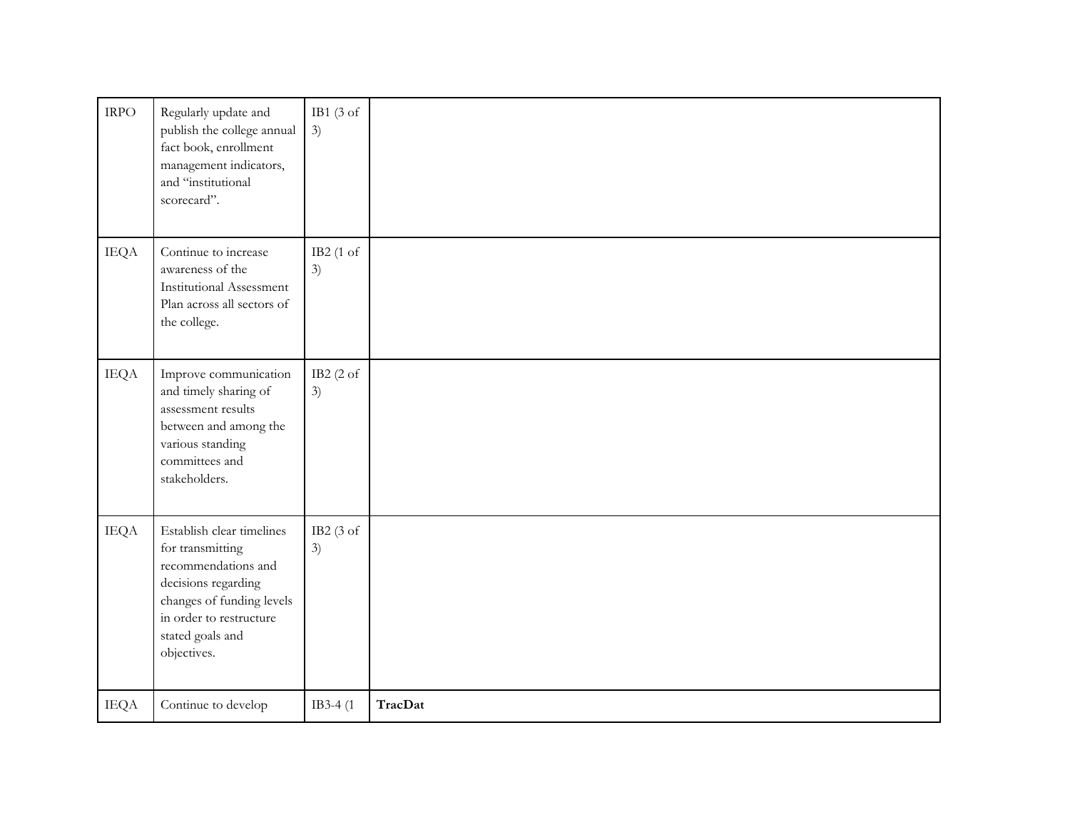| IRPO | Regularly update and publish the college annual fact book, enrollment management indicators, and "institutional scorecard". | IB1 (3 of 3) | |
|---|---|---|---|
| IEQA | Continue to increase awareness of the Institutional Assessment Plan across all sectors of the college. | IB2 (1 of 3) | |
| IEQA | Improve communication and timely sharing of assessment results between and among the various standing committees and stakeholders. | IB2 (2 of 3) | |
| IEQA | Establish clear timelines for transmitting recommendations and decisions regarding changes of funding levels in order to restructure stated goals and objectives. | IB2 (3 of 3) | |
| IEQA | Continue to develop | IB3-4 (1 | **TracDat** |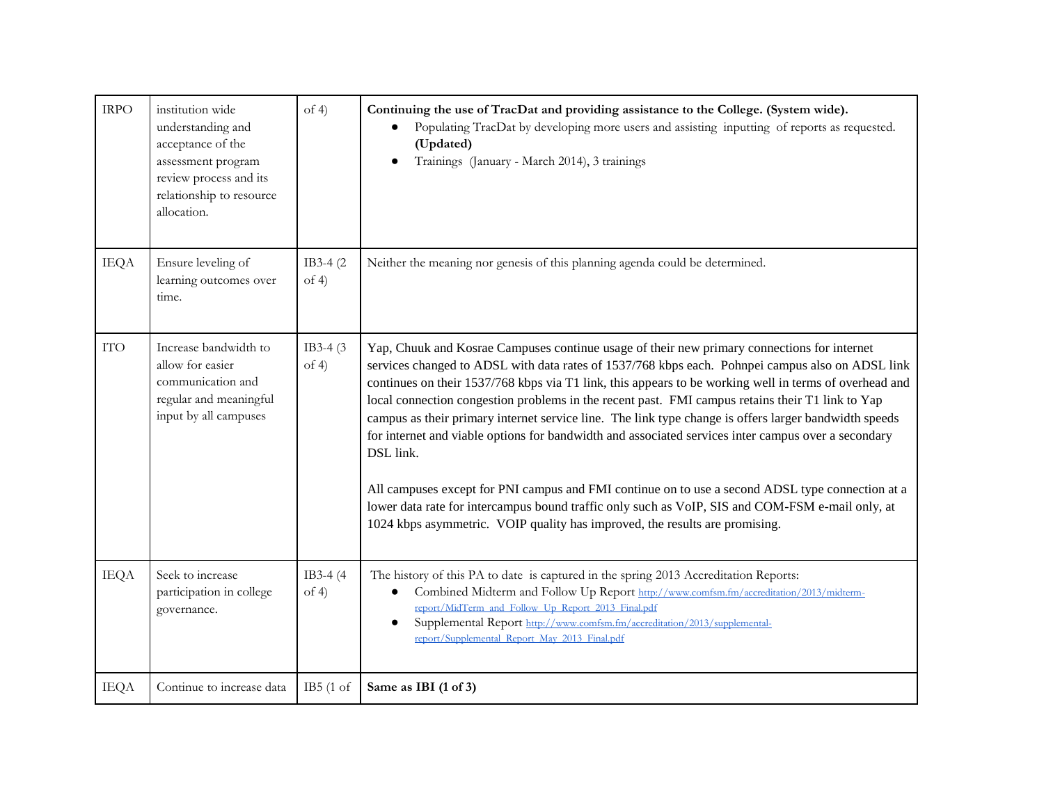| | | | |
|---|---|---|---|
| IRPO | institution wide understanding and acceptance of the assessment program review process and its relationship to resource allocation. | of 4) | **Continuing the use of TracDat and providing assistance to the College. (System wide).**<br>• Populating TracDat by developing more users and assisting inputting of reports as requested. **(Updated)**<br>• Trainings (January - March 2014), 3 trainings |
| IEQA | Ensure leveling of learning outcomes over time. | IB3-4 (2 of 4) | Neither the meaning nor genesis of this planning agenda could be determined. |
| ITO | Increase bandwidth to allow for easier communication and regular and meaningful input by all campuses | IB3-4 (3 of 4) | Yap, Chuuk and Kosrae Campuses continue usage of their new primary connections for internet services changed to ADSL with data rates of 1537/768 kbps each. Pohnpei campus also on ADSL link continues on their 1537/768 kbps via T1 link, this appears to be working well in terms of overhead and local connection congestion problems in the recent past. FMI campus retains their T1 link to Yap campus as their primary internet service line. The link type change is offers larger bandwidth speeds for internet and viable options for bandwidth and associated services inter campus over a secondary DSL link.<br><br>All campuses except for PNI campus and FMI continue on to use a second ADSL type connection at a lower data rate for intercampus bound traffic only such as VoIP, SIS and COM-FSM e-mail only, at 1024 kbps asymmetric. VOIP quality has improved, the results are promising. |
| IEQA | Seek to increase participation in college governance. | IB3-4 (4 of 4) | The history of this PA to date is captured in the spring 2013 Accreditation Reports:<br>• Combined Midterm and Follow Up Report http://www.comfsm.fm/accreditation/2013/midterm-report/MidTerm_and_Follow_Up_Report_2013_Final.pdf<br>• Supplemental Report http://www.comfsm.fm/accreditation/2013/supplemental-report/Supplemental_Report_May_2013_Final.pdf |
| IEQA | Continue to increase data | IB5 (1 of | **Same as IBI (1 of 3)** |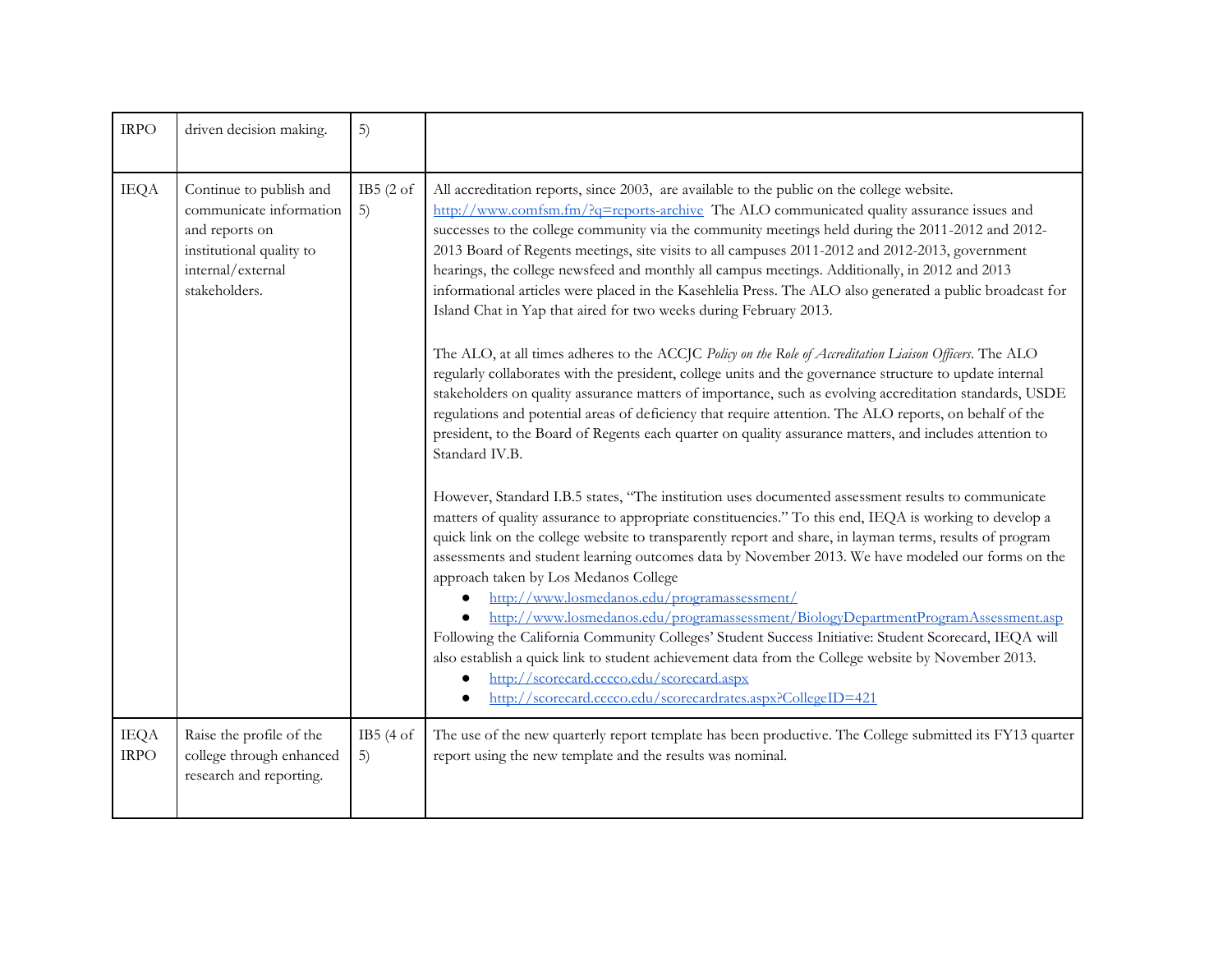| | | | |
|---|---|---|---|
| IRPO | driven decision making. | 5) | |
| IEQA | Continue to publish and communicate information and reports on institutional quality to internal/external stakeholders. | IB5 (2 of 5) | All accreditation reports, since 2003, are available to the public on the college website. [http://www.comfsm.fm/?q=reports-archive](http://www.comfsm.fm/?q=reports-archive) The ALO communicated quality assurance issues and successes to the college community via the community meetings held during the 2011-2012 and 2012-2013 Board of Regents meetings, site visits to all campuses 2011-2012 and 2012-2013, government hearings, the college newsfeed and monthly all campus meetings. Additionally, in 2012 and 2013 informational articles were placed in the Kasehlelia Press. The ALO also generated a public broadcast for Island Chat in Yap that aired for two weeks during February 2013.<br><br>The ALO, at all times adheres to the ACCJC *Policy on the Role of Accreditation Liaison Officers*. The ALO regularly collaborates with the president, college units and the governance structure to update internal stakeholders on quality assurance matters of importance, such as evolving accreditation standards, USDE regulations and potential areas of deficiency that require attention. The ALO reports, on behalf of the president, to the Board of Regents each quarter on quality assurance matters, and includes attention to Standard IV.B.<br><br>However, Standard I.B.5 states, "The institution uses documented assessment results to communicate matters of quality assurance to appropriate constituencies." To this end, IEQA is working to develop a quick link on the college website to transparently report and share, in layman terms, results of program assessments and student learning outcomes data by November 2013. We have modeled our forms on the approach taken by Los Medanos College<br>• [http://www.losmedanos.edu/programassessment/](http://www.losmedanos.edu/programassessment/)<br>• [http://www.losmedanos.edu/programassessment/BiologyDepartmentProgramAssessment.asp](http://www.losmedanos.edu/programassessment/BiologyDepartmentProgramAssessment.asp)<br>Following the California Community Colleges' Student Success Initiative: Student Scorecard, IEQA will also establish a quick link to student achievement data from the College website by November 2013.<br>• [http://scorecard.cccco.edu/scorecard.aspx](http://scorecard.cccco.edu/scorecard.aspx)<br>• [http://scorecard.cccco.edu/scorecardrates.aspx?CollegeID=421](http://scorecard.cccco.edu/scorecardrates.aspx?CollegeID=421) |
| IEQA IRPO | Raise the profile of the college through enhanced research and reporting. | IB5 (4 of 5) | The use of the new quarterly report template has been productive. The College submitted its FY13 quarter report using the new template and the results was nominal. |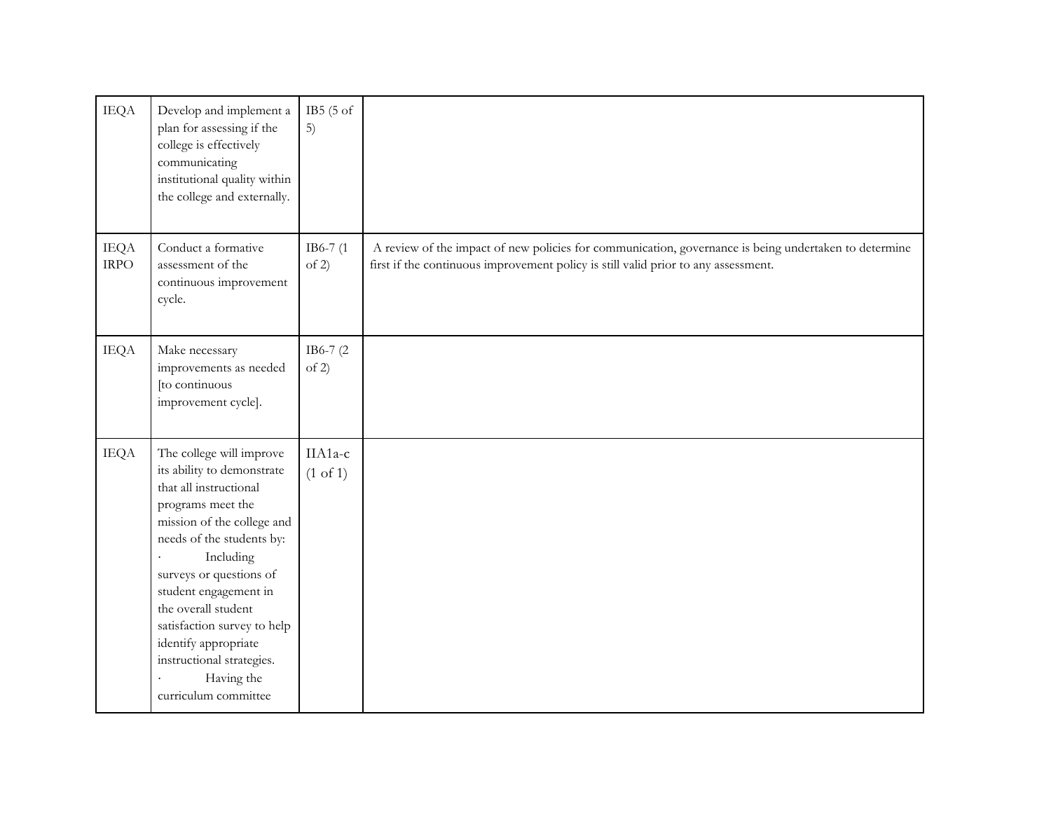| | | | |
|---|---|---|---|
| IEQA | Develop and implement a plan for assessing if the college is effectively communicating institutional quality within the college and externally. | IB5 (5 of 5) | |
| IEQA IRPO | Conduct a formative assessment of the continuous improvement cycle. | IB6-7 (1 of 2) | A review of the impact of new policies for communication, governance is being undertaken to determine first if the continuous improvement policy is still valid prior to any assessment. |
| IEQA | Make necessary improvements as needed [to continuous improvement cycle]. | IB6-7 (2 of 2) | |
| IEQA | The college will improve its ability to demonstrate that all instructional programs meet the mission of the college and needs of the students by:<br>· Including surveys or questions of student engagement in the overall student satisfaction survey to help identify appropriate instructional strategies.<br>· Having the curriculum committee | IIA1a-c (1 of 1) | |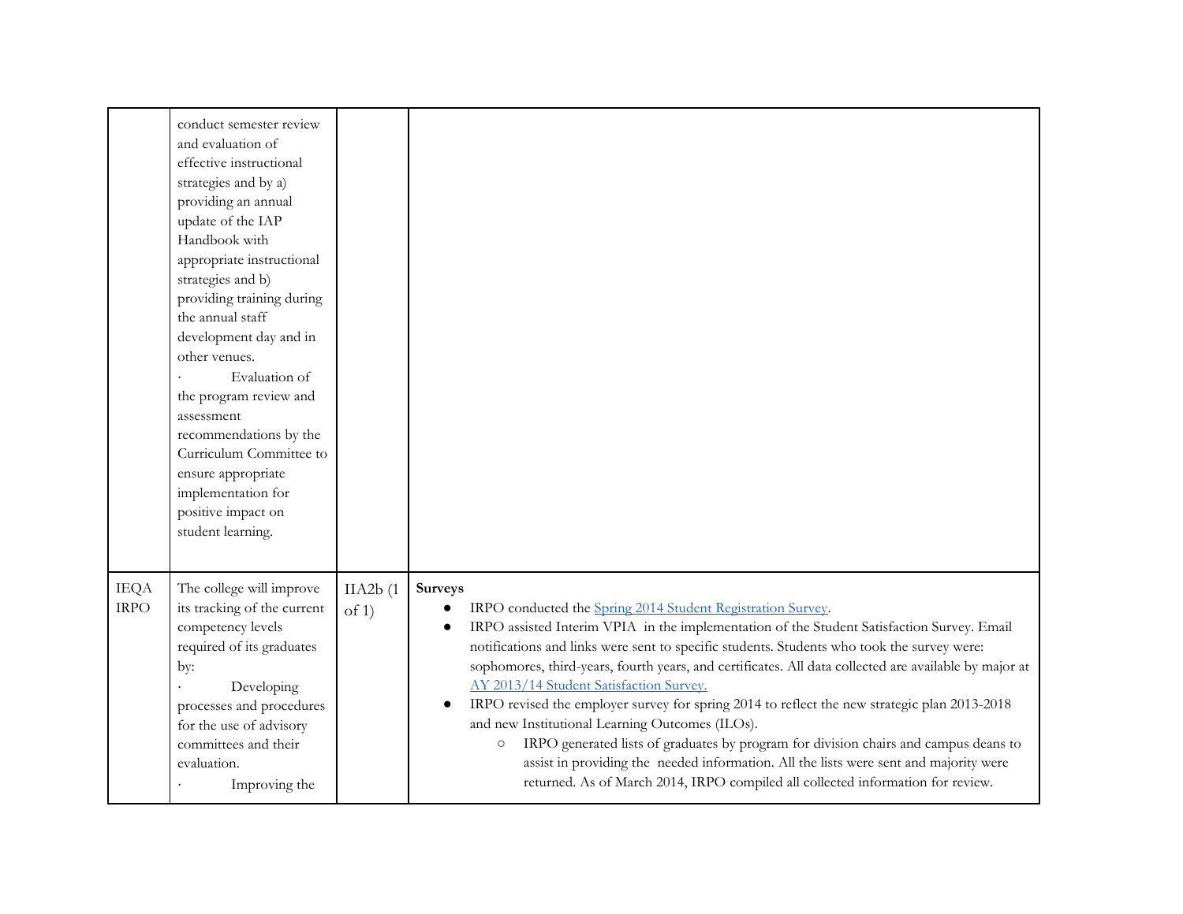| | | | |
|---|---|---|---|
| | conduct semester review and evaluation of effective instructional strategies and by a) providing an annual update of the IAP Handbook with appropriate instructional strategies and b) providing training during the annual staff development day and in other venues.<br>· Evaluation of the program review and assessment recommendations by the Curriculum Committee to ensure appropriate implementation for positive impact on student learning. | | |
| IEQA IRPO | The college will improve its tracking of the current competency levels required of its graduates by:<br>· Developing processes and procedures for the use of advisory committees and their evaluation.<br>· Improving the | IIA2b (1 of 1) | **Surveys**<br>● IRPO conducted the [Spring 2014 Student Registration Survey](#).<br>● IRPO assisted Interim VPIA in the implementation of the Student Satisfaction Survey. Email notifications and links were sent to specific students. Students who took the survey were: sophomores, third-years, fourth years, and certificates. All data collected are available by major at [AY 2013/14 Student Satisfaction Survey.](#)<br>● IRPO revised the employer survey for spring 2014 to reflect the new strategic plan 2013-2018 and new Institutional Learning Outcomes (ILOs).<br>○ IRPO generated lists of graduates by program for division chairs and campus deans to assist in providing the needed information. All the lists were sent and majority were returned. As of March 2014, IRPO compiled all collected information for review. |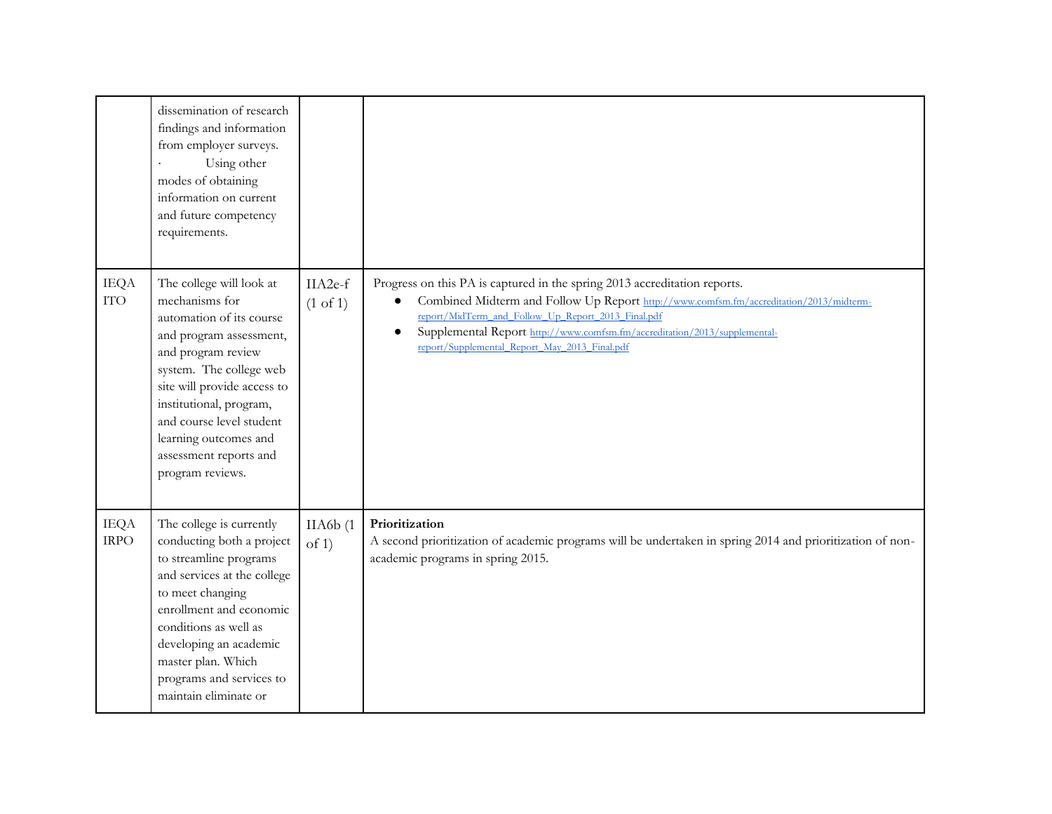| | | | |
|---|---|---|---|
| | dissemination of research findings and information from employer surveys.<br>· Using other modes of obtaining information on current and future competency requirements. | | |
| IEQA ITO | The college will look at mechanisms for automation of its course and program assessment, and program review system. The college web site will provide access to institutional, program, and course level student learning outcomes and assessment reports and program reviews. | IIA2e-f (1 of 1) | Progress on this PA is captured in the spring 2013 accreditation reports.<br>● Combined Midterm and Follow Up Report http://www.comfsm.fm/accreditation/2013/midterm-report/MidTerm_and_Follow_Up_Report_2013_Final.pdf<br>● Supplemental Report http://www.comfsm.fm/accreditation/2013/supplemental-report/Supplemental_Report_May_2013_Final.pdf |
| IEQA IRPO | The college is currently conducting both a project to streamline programs and services at the college to meet changing enrollment and economic conditions as well as developing an academic master plan. Which programs and services to maintain eliminate or | IIA6b (1 of 1) | **Prioritization**<br>A second prioritization of academic programs will be undertaken in spring 2014 and prioritization of non-academic programs in spring 2015. |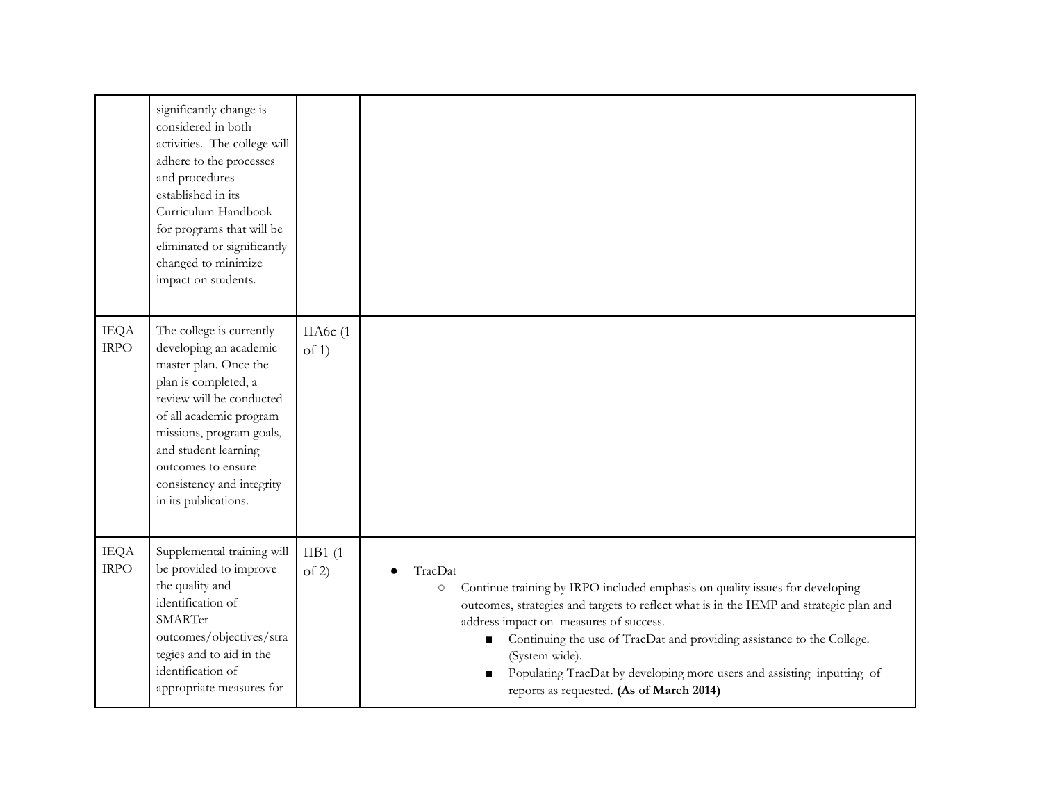| | | | |
|---|---|---|---|
| | significantly change is considered in both activities. The college will adhere to the processes and procedures established in its Curriculum Handbook for programs that will be eliminated or significantly changed to minimize impact on students. | | |
| IEQA IRPO | The college is currently developing an academic master plan. Once the plan is completed, a review will be conducted of all academic program missions, program goals, and student learning outcomes to ensure consistency and integrity in its publications. | IIA6c (1 of 1) | |
| IEQA IRPO | Supplemental training will be provided to improve the quality and identification of SMARTer outcomes/objectives/strategies and to aid in the identification of appropriate measures for | IIB1 (1 of 2) | <ul><li>TracDat<ul><li>Continue training by IRPO included emphasis on quality issues for developing outcomes, strategies and targets to reflect what is in the IEMP and strategic plan and address impact on measures of success.<ul><li>Continuing the use of TracDat and providing assistance to the College. (System wide).</li><li>Populating TracDat by developing more users and assisting inputting of reports as requested. **(As of March 2014)**</li></ul></li></ul></li></ul> |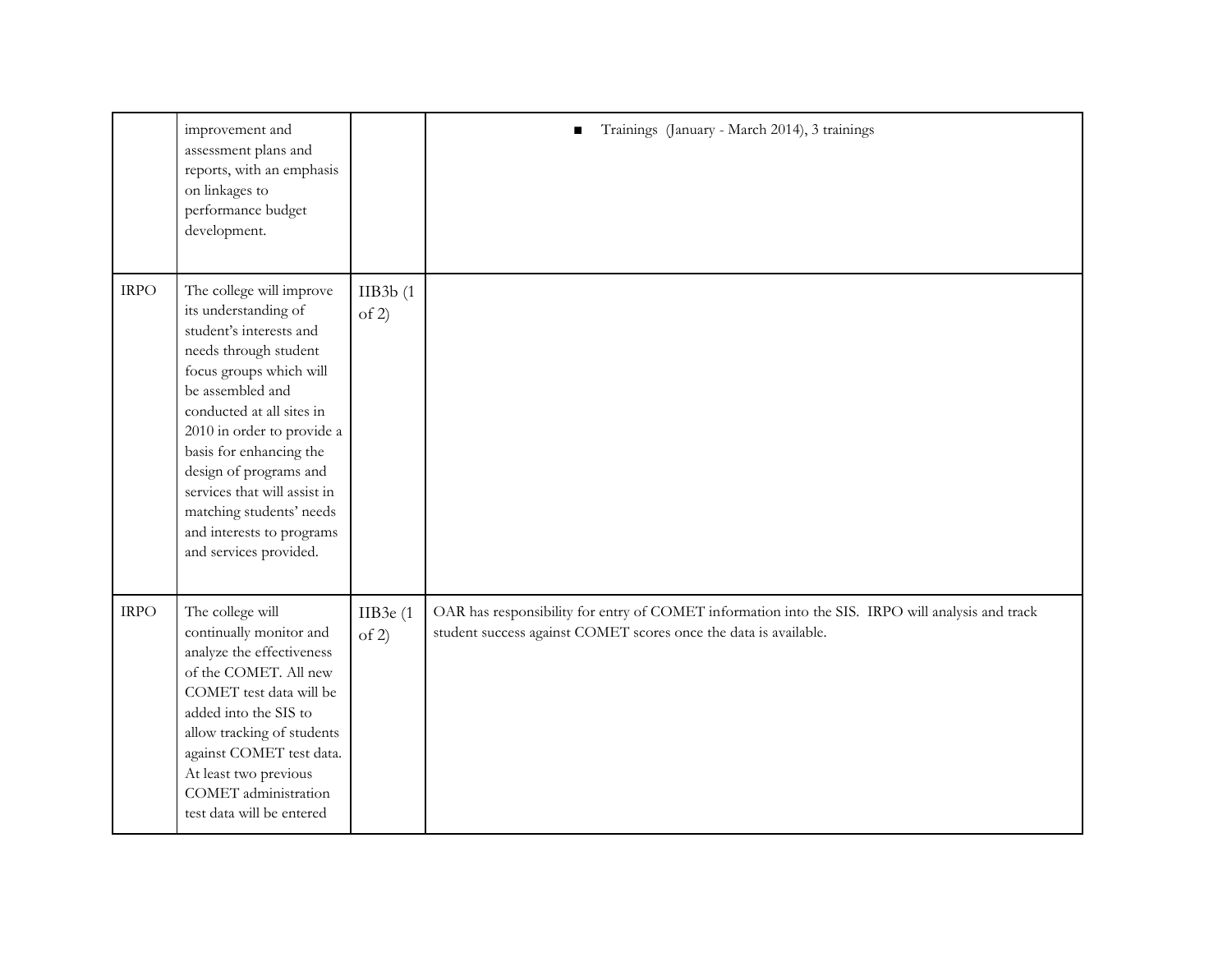| | | | |
|---|---|---|---|
| | improvement and assessment plans and reports, with an emphasis on linkages to performance budget development. | | ■ Trainings (January - March 2014), 3 trainings |
| IRPO | The college will improve its understanding of student's interests and needs through student focus groups which will be assembled and conducted at all sites in 2010 in order to provide a basis for enhancing the design of programs and services that will assist in matching students' needs and interests to programs and services provided. | IIB3b (1 of 2) | |
| IRPO | The college will continually monitor and analyze the effectiveness of the COMET. All new COMET test data will be added into the SIS to allow tracking of students against COMET test data. At least two previous COMET administration test data will be entered | IIB3e (1 of 2) | OAR has responsibility for entry of COMET information into the SIS. IRPO will analysis and track student success against COMET scores once the data is available. |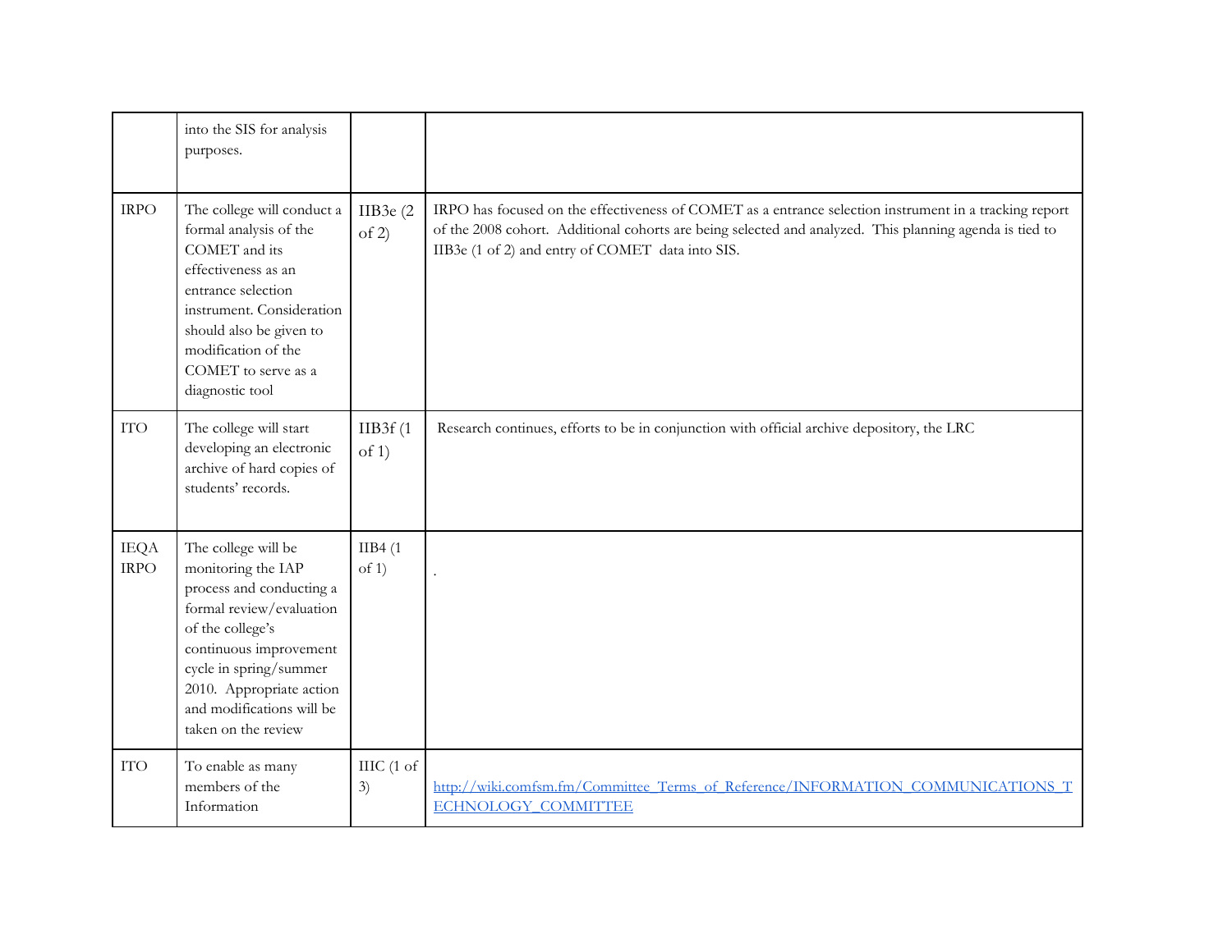|  |  |  |  |
|---|---|---|---|
|  | into the SIS for analysis purposes. |  |  |
| IRPO | The college will conduct a formal analysis of the COMET and its effectiveness as an entrance selection instrument. Consideration should also be given to modification of the COMET to serve as a diagnostic tool | IIB3e (2 of 2) | IRPO has focused on the effectiveness of COMET as a entrance selection instrument in a tracking report of the 2008 cohort. Additional cohorts are being selected and analyzed. This planning agenda is tied to IIB3e (1 of 2) and entry of COMET data into SIS. |
| ITO | The college will start developing an electronic archive of hard copies of students' records. | IIB3f (1 of 1) | Research continues, efforts to be in conjunction with official archive depository, the LRC |
| IEQA IRPO | The college will be monitoring the IAP process and conducting a formal review/evaluation of the college's continuous improvement cycle in spring/summer 2010. Appropriate action and modifications will be taken on the review | IIB4 (1 of 1) | . |
| ITO | To enable as many members of the Information | IIIC (1 of 3) | [http://wiki.comfsm.fm/Committee_Terms_of_Reference/INFORMATION_COMMUNICATIONS_TECHNOLOGY_COMMITTEE](http://wiki.comfsm.fm/Committee_Terms_of_Reference/INFORMATION_COMMUNICATIONS_TECHNOLOGY_COMMITTEE) |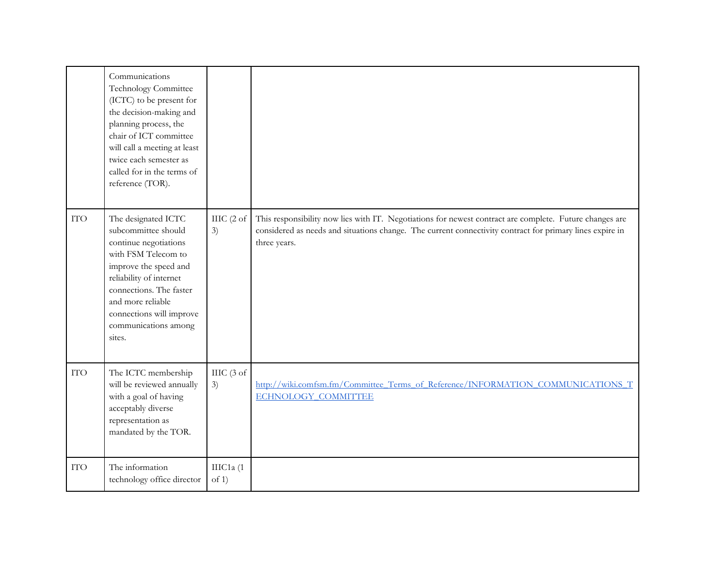| | | | |
|---|---|---|---|
| | Communications Technology Committee (ICTC) to be present for the decision-making and planning process, the chair of ICT committee will call a meeting at least twice each semester as called for in the terms of reference (TOR). | | |
| ITO | The designated ICTC subcommittee should continue negotiations with FSM Telecom to improve the speed and reliability of internet connections. The faster and more reliable connections will improve communications among sites. | IIIC (2 of 3) | This responsibility now lies with IT. Negotiations for newest contract are complete. Future changes are considered as needs and situations change. The current connectivity contract for primary lines expire in three years. |
| ITO | The ICTC membership will be reviewed annually with a goal of having acceptably diverse representation as mandated by the TOR. | IIIC (3 of 3) | http://wiki.comfsm.fm/Committee_Terms_of_Reference/INFORMATION_COMMUNICATIONS_TECHNOLOGY_COMMITTEE |
| ITO | The information technology office director | IIIC1a (1 of 1) | |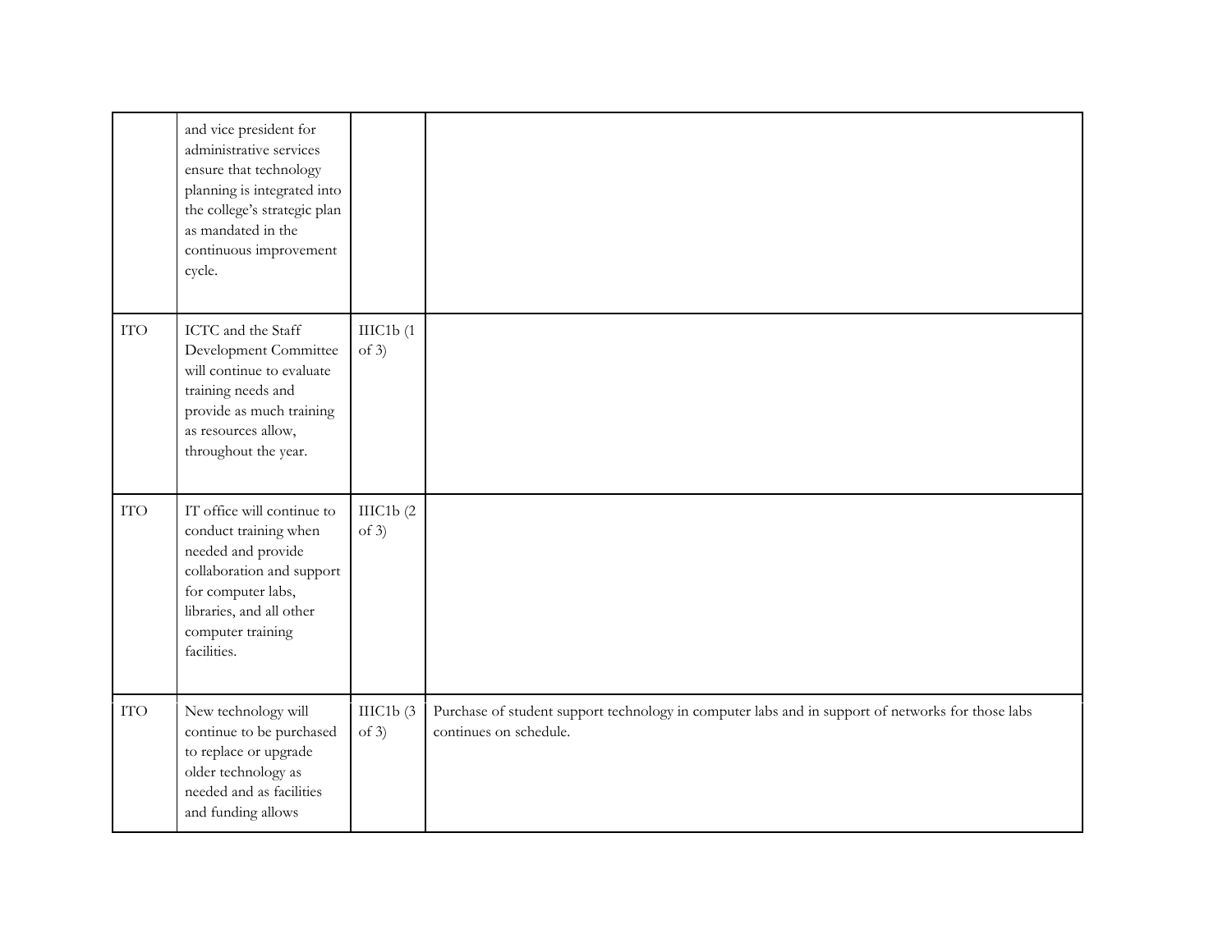|  |  |  |  |
|---|---|---|---|
|  | and vice president for administrative services ensure that technology planning is integrated into the college's strategic plan as mandated in the continuous improvement cycle. |  |  |
| ITO | ICTC and the Staff Development Committee will continue to evaluate training needs and provide as much training as resources allow, throughout the year. | IIIC1b (1 of 3) |  |
| ITO | IT office will continue to conduct training when needed and provide collaboration and support for computer labs, libraries, and all other computer training facilities. | IIIC1b (2 of 3) |  |
| ITO | New technology will continue to be purchased to replace or upgrade older technology as needed and as facilities and funding allows | IIIC1b (3 of 3) | Purchase of student support technology in computer labs and in support of networks for those labs continues on schedule. |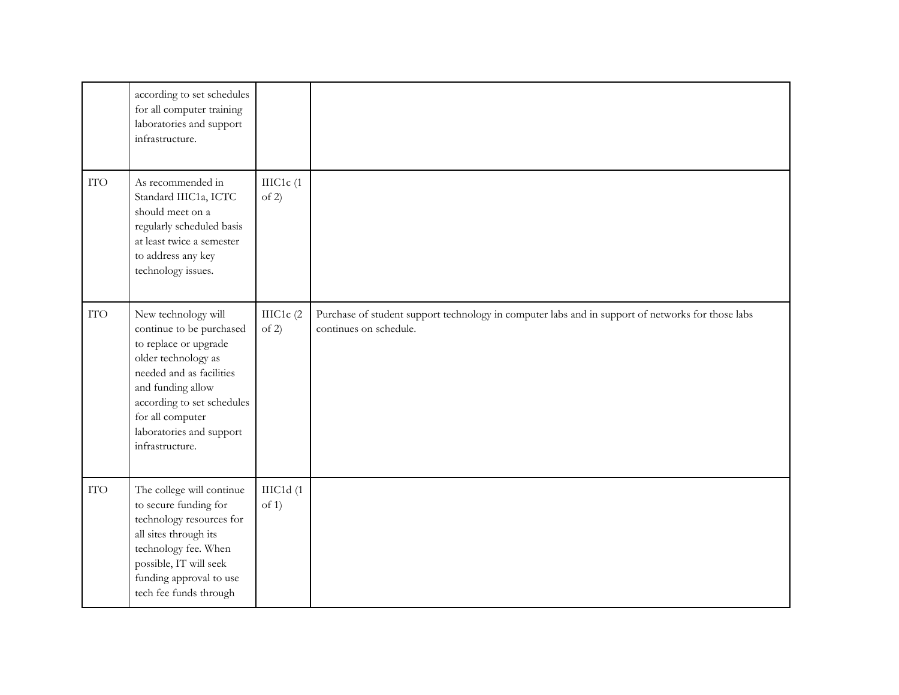| | | | |
|---|---|---|---|
| | according to set schedules for all computer training laboratories and support infrastructure. | | |
| ITO | As recommended in Standard IIIC1a, ICTC should meet on a regularly scheduled basis at least twice a semester to address any key technology issues. | IIIC1c (1 of 2) | |
| ITO | New technology will continue to be purchased to replace or upgrade older technology as needed and as facilities and funding allow according to set schedules for all computer laboratories and support infrastructure. | IIIC1c (2 of 2) | Purchase of student support technology in computer labs and in support of networks for those labs continues on schedule. |
| ITO | The college will continue to secure funding for technology resources for all sites through its technology fee. When possible, IT will seek funding approval to use tech fee funds through | IIIC1d (1 of 1) | |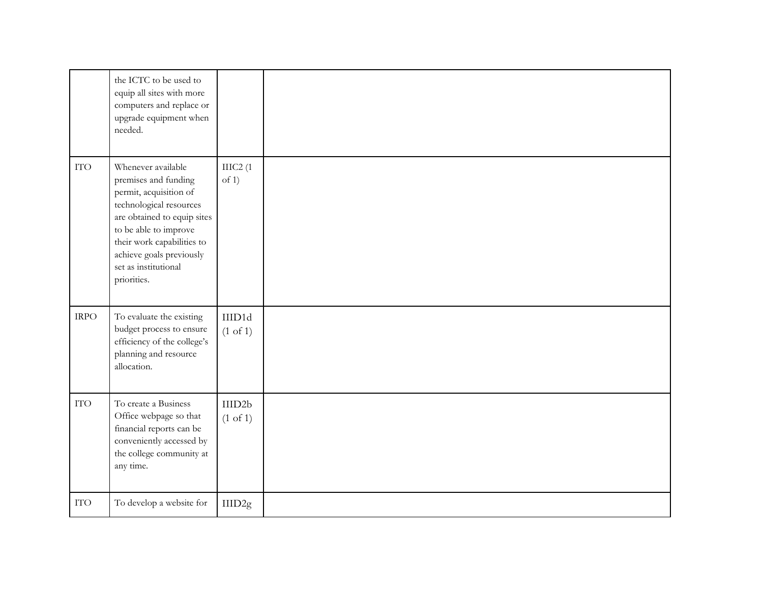| | | | |
|---|---|---|---|
| | the ICTC to be used to equip all sites with more computers and replace or upgrade equipment when needed. | | |
| ITO | Whenever available premises and funding permit, acquisition of technological resources are obtained to equip sites to be able to improve their work capabilities to achieve goals previously set as institutional priorities. | IIIC2 (1 of 1) | |
| IRPO | To evaluate the existing budget process to ensure efficiency of the college's planning and resource allocation. | IIID1d (1 of 1) | |
| ITO | To create a Business Office webpage so that financial reports can be conveniently accessed by the college community at any time. | IIID2b (1 of 1) | |
| ITO | To develop a website for | IIID2g | |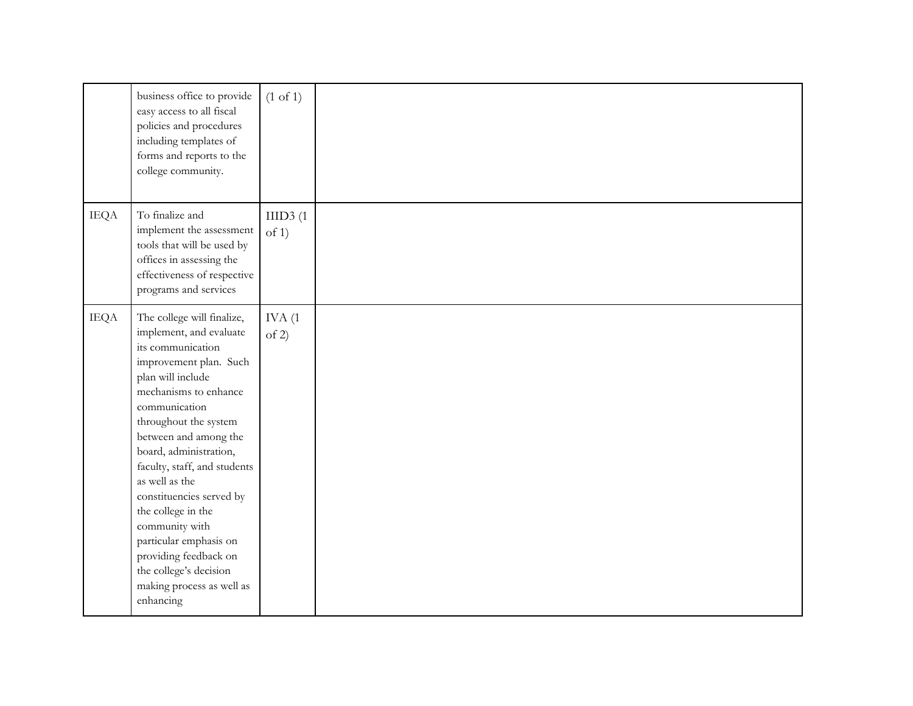| | | | |
|---|---|---|---|
| | business office to provide easy access to all fiscal policies and procedures including templates of forms and reports to the college community. | (1 of 1) | |
| IEQA | To finalize and implement the assessment tools that will be used by offices in assessing the effectiveness of respective programs and services | IIID3 (1 of 1) | |
| IEQA | The college will finalize, implement, and evaluate its communication improvement plan. Such plan will include mechanisms to enhance communication throughout the system between and among the board, administration, faculty, staff, and students as well as the constituencies served by the college in the community with particular emphasis on providing feedback on the college's decision making process as well as enhancing | IVA (1 of 2) | |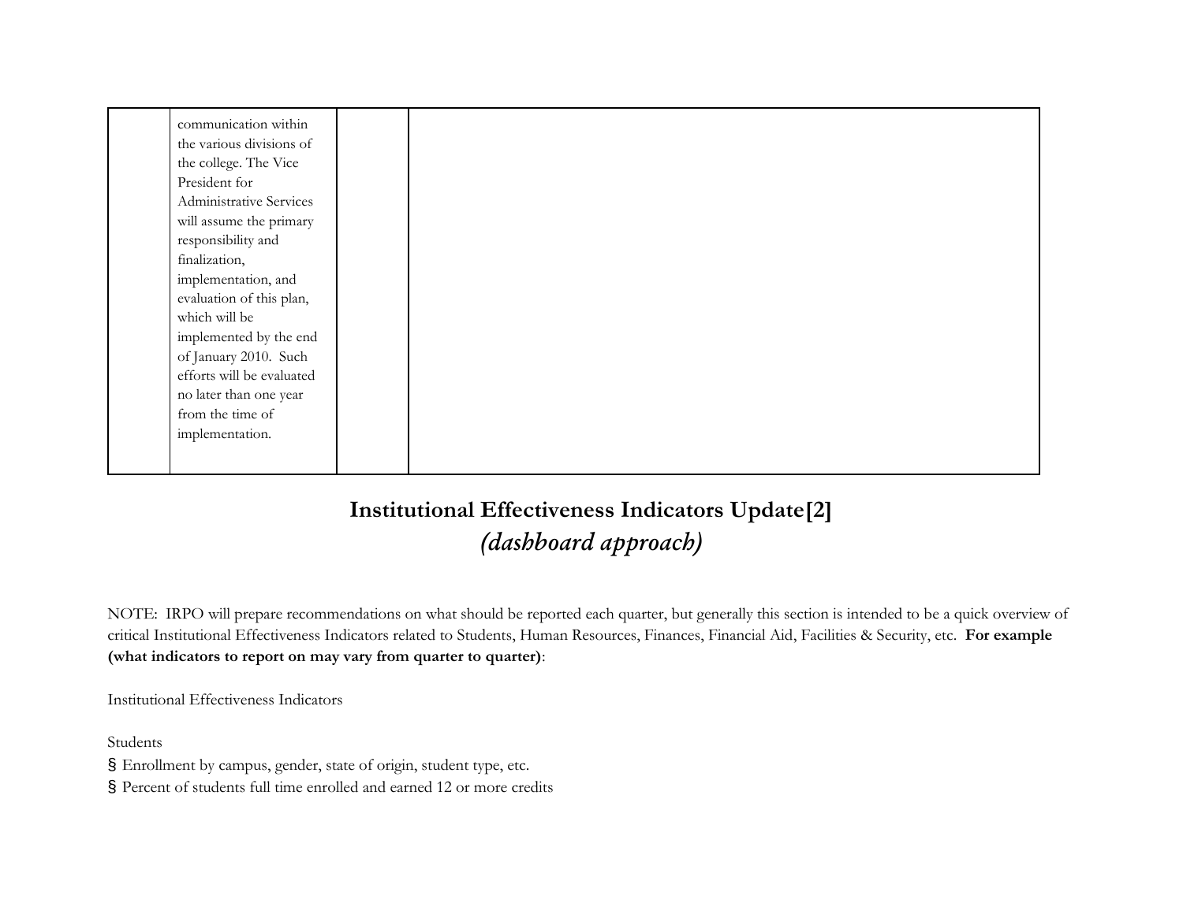| | | | |
|---|---|---|---|
| | communication within the various divisions of the college. The Vice President for Administrative Services will assume the primary responsibility and finalization, implementation, and evaluation of this plan, which will be implemented by the end of January 2010. Such efforts will be evaluated no later than one year from the time of implementation. | | |

## Institutional Effectiveness Indicators Update[2]
### *(dashboard approach)*

NOTE: IRPO will prepare recommendations on what should be reported each quarter, but generally this section is intended to be a quick overview of critical Institutional Effectiveness Indicators related to Students, Human Resources, Finances, Financial Aid, Facilities & Security, etc. **For example (what indicators to report on may vary from quarter to quarter)**:

Institutional Effectiveness Indicators

Students

- Enrollment by campus, gender, state of origin, student type, etc.
- Percent of students full time enrolled and earned 12 or more credits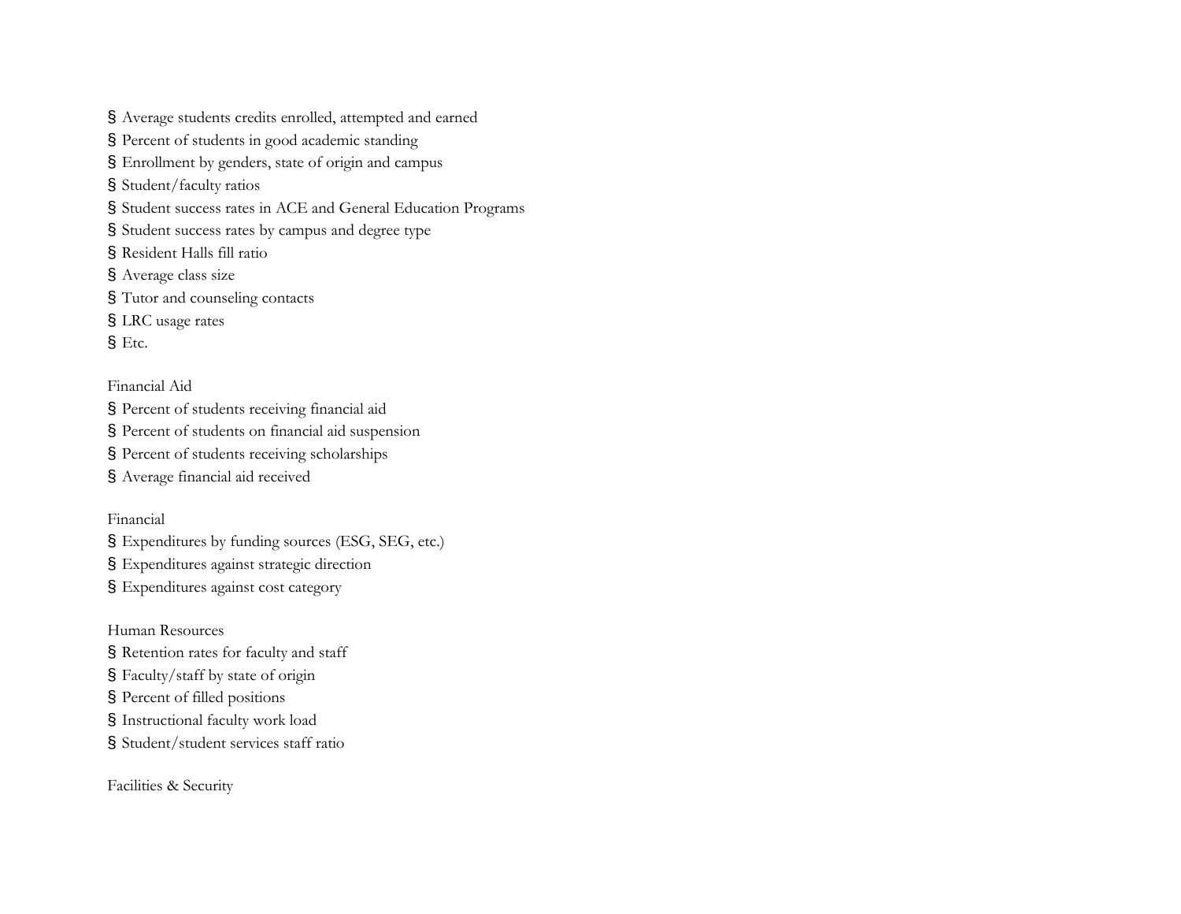- Average students credits enrolled, attempted and earned
- Percent of students in good academic standing
- Enrollment by genders, state of origin and campus
- Student/faculty ratios
- Student success rates in ACE and General Education Programs
- Student success rates by campus and degree type
- Resident Halls fill ratio
- Average class size
- Tutor and counseling contacts
- LRC usage rates
- Etc.

Financial Aid

- Percent of students receiving financial aid
- Percent of students on financial aid suspension
- Percent of students receiving scholarships
- Average financial aid received

Financial

- Expenditures by funding sources (ESG, SEG, etc.)
- Expenditures against strategic direction
- Expenditures against cost category

Human Resources

- Retention rates for faculty and staff
- Faculty/staff by state of origin
- Percent of filled positions
- Instructional faculty work load
- Student/student services staff ratio

Facilities & Security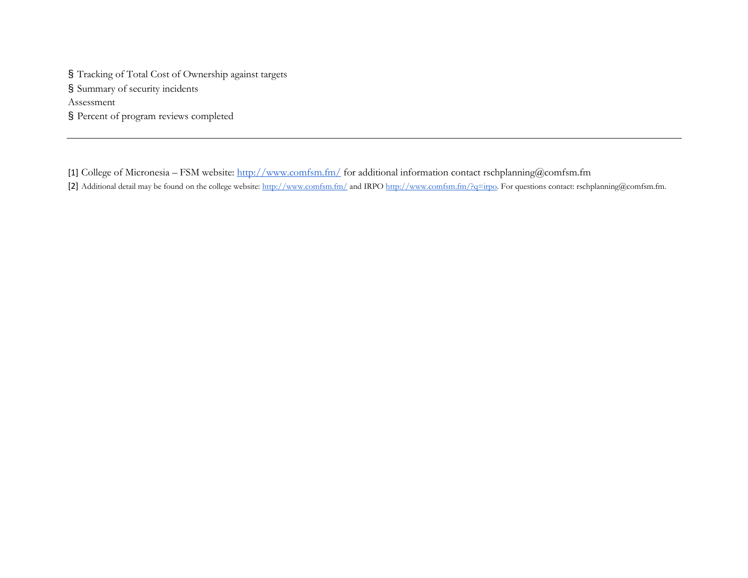§ Tracking of Total Cost of Ownership against targets

§ Summary of security incidents

Assessment

§ Percent of program reviews completed

---

[1] College of Micronesia – FSM website: http://www.comfsm.fm/ for additional information contact rschplanning@comfsm.fm

[2] Additional detail may be found on the college website: http://www.comfsm.fm/ and IRPO http://www.comfsm.fm/?q=irpo. For questions contact: rschplanning@comfsm.fm.